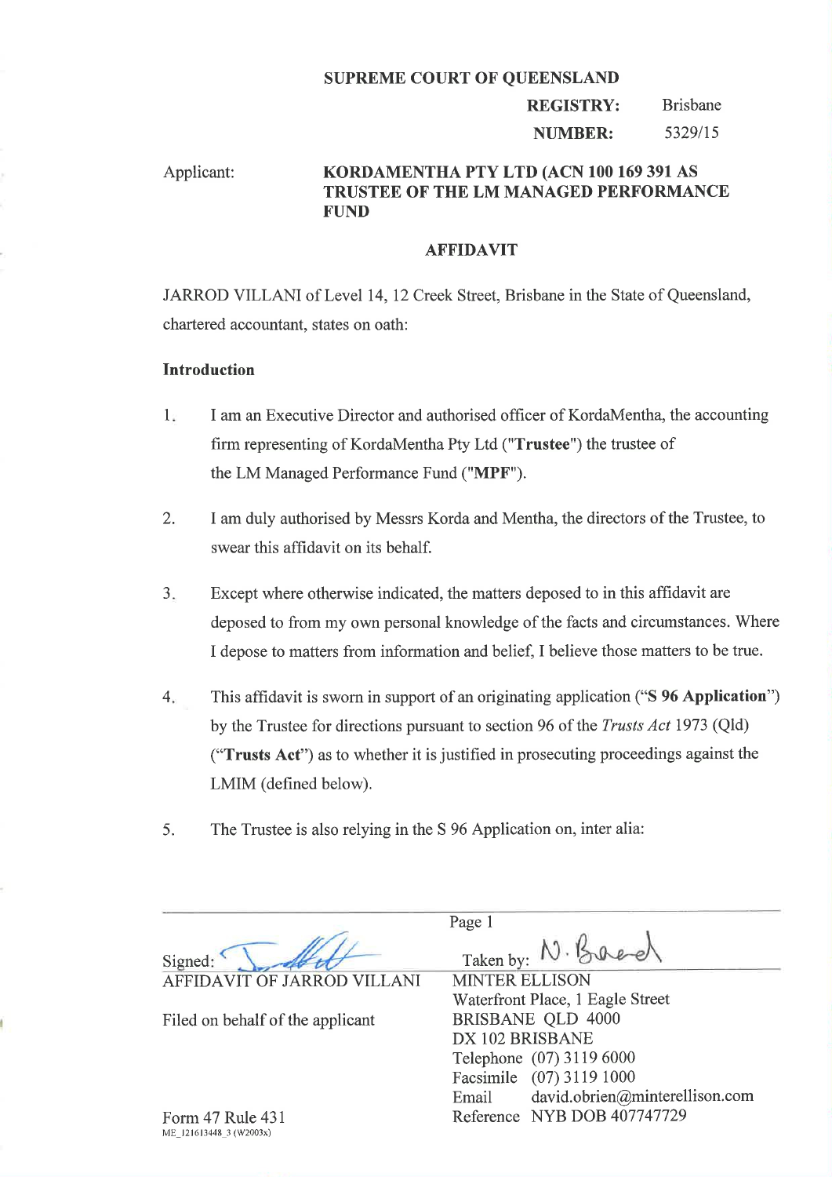**SUPREME COURT OF QUEENSLAND**

**REGISTRY:** Brisbane

**NUMBER:** 5329/15

Applicant: **KORDAMENTHA PTY LTD (ACN 100 169 391 AS TRUSTEE OF THE LM MANAGED PERFORMANCE FUND**

**AFFIDAVIT**

JARROD VILLANI of Level 14, 12 Creek Street, Brisbane in the State of Queensland, chartered accountant, states on oath:

**Introduction**

1. I am an Executive Director and authorised officer of KordaMentha, the accounting firm representing of KordaMentha Pty Ltd ("**Trustee**") the trustee of the LM Managed Performance Fund ("**MPF**").

2. I am duly authorised by Messrs Korda and Mentha, the directors of the Trustee, to swear this affidavit on its behalf.

3. Except where otherwise indicated, the matters deposed to in this affidavit are deposed to from my own personal knowledge of the facts and circumstances. Where I depose to matters from information and belief, I believe those matters to be true.

4. This affidavit is sworn in support of an originating application ("**S 96 Application**") by the Trustee for directions pursuant to section 96 of the *Trusts Act* 1973 (Qld) ("**Trusts Act**") as to whether it is justified in prosecuting proceedings against the LMIM (defined below).

5. The Trustee is also relying in the S 96 Application on, inter alia:

---

Signed: [signature]
AFFIDAVIT OF JARROD VILLANI

Filed on behalf of the applicant

Form 47 Rule 431
ME_121613448_3 (W2003x)

Page 1

Taken by: N. Breed [signature]

MINTER ELLISON
Waterfront Place, 1 Eagle Street
BRISBANE QLD 4000
DX 102 BRISBANE
Telephone (07) 3119 6000
Facsimile (07) 3119 1000
Email david.obrien@minterellison.com
Reference NYB DOB 407747729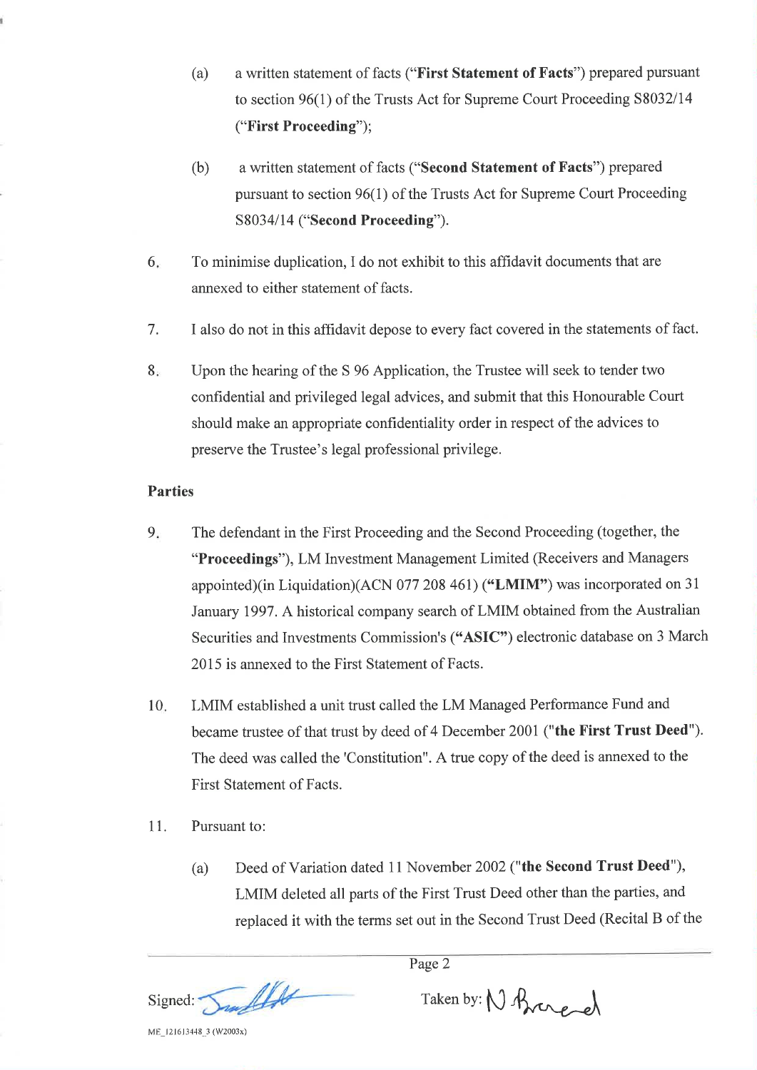(a) a written statement of facts ("**First Statement of Facts**") prepared pursuant to section 96(1) of the Trusts Act for Supreme Court Proceeding S8032/14 ("**First Proceeding**");

(b) a written statement of facts ("**Second Statement of Facts**") prepared pursuant to section 96(1) of the Trusts Act for Supreme Court Proceeding S8034/14 ("**Second Proceeding**").

6. To minimise duplication, I do not exhibit to this affidavit documents that are annexed to either statement of facts.

7. I also do not in this affidavit depose to every fact covered in the statements of fact.

8. Upon the hearing of the S 96 Application, the Trustee will seek to tender two confidential and privileged legal advices, and submit that this Honourable Court should make an appropriate confidentiality order in respect of the advices to preserve the Trustee's legal professional privilege.

**Parties**

9. The defendant in the First Proceeding and the Second Proceeding (together, the "**Proceedings**"), LM Investment Management Limited (Receivers and Managers appointed)(in Liquidation)(ACN 077 208 461) (**"LMIM"**) was incorporated on 31 January 1997. A historical company search of LMIM obtained from the Australian Securities and Investments Commission's (**"ASIC"**) electronic database on 3 March 2015 is annexed to the First Statement of Facts.

10. LMIM established a unit trust called the LM Managed Performance Fund and became trustee of that trust by deed of 4 December 2001 ("**the First Trust Deed**"). The deed was called the 'Constitution". A true copy of the deed is annexed to the First Statement of Facts.

11. Pursuant to:

(a) Deed of Variation dated 11 November 2002 ("**the Second Trust Deed**"), LMIM deleted all parts of the First Trust Deed other than the parties, and replaced it with the terms set out in the Second Trust Deed (Recital B of the

Signed: [signature] Taken by: [signature]

ME_121613448_3 (W2003x)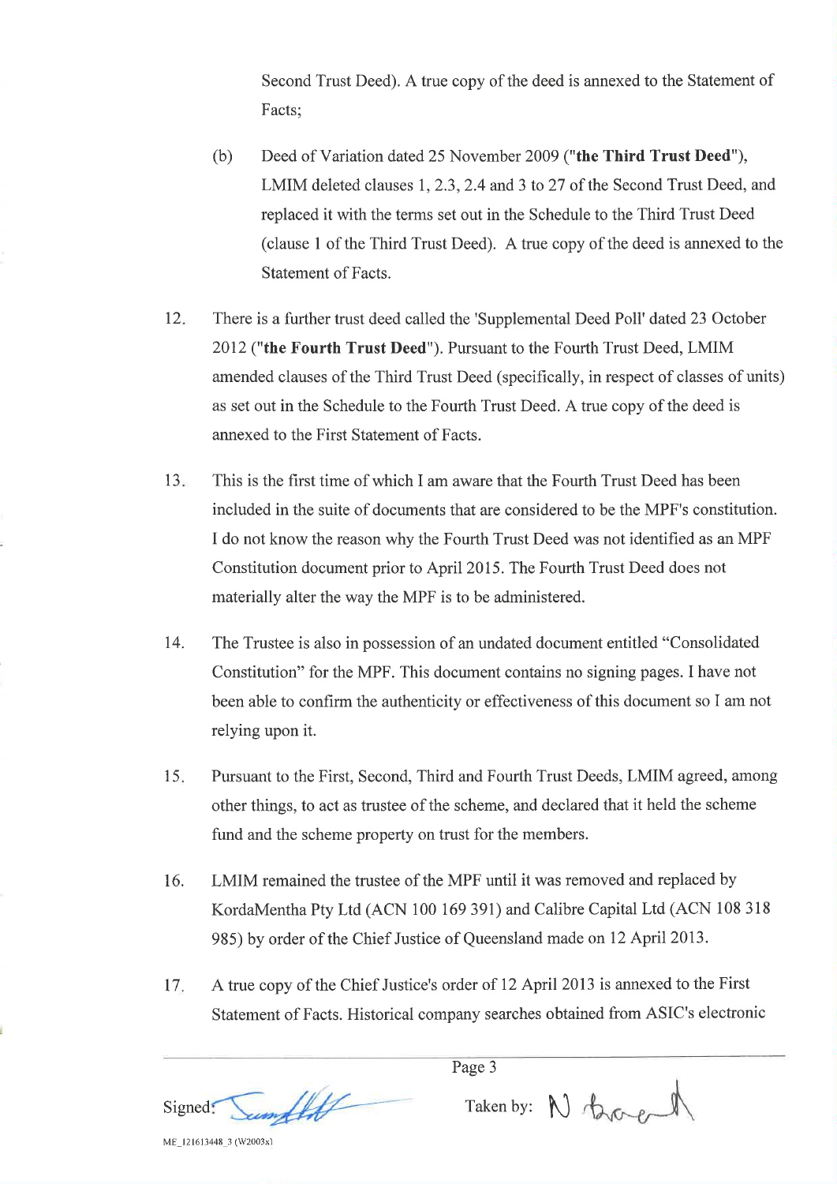Second Trust Deed). A true copy of the deed is annexed to the Statement of Facts;

(b) Deed of Variation dated 25 November 2009 (**"the Third Trust Deed"**), LMIM deleted clauses 1, 2.3, 2.4 and 3 to 27 of the Second Trust Deed, and replaced it with the terms set out in the Schedule to the Third Trust Deed (clause 1 of the Third Trust Deed). A true copy of the deed is annexed to the Statement of Facts.

12. There is a further trust deed called the 'Supplemental Deed Poll' dated 23 October 2012 (**"the Fourth Trust Deed"**). Pursuant to the Fourth Trust Deed, LMIM amended clauses of the Third Trust Deed (specifically, in respect of classes of units) as set out in the Schedule to the Fourth Trust Deed. A true copy of the deed is annexed to the First Statement of Facts.

13. This is the first time of which I am aware that the Fourth Trust Deed has been included in the suite of documents that are considered to be the MPF's constitution. I do not know the reason why the Fourth Trust Deed was not identified as an MPF Constitution document prior to April 2015. The Fourth Trust Deed does not materially alter the way the MPF is to be administered.

14. The Trustee is also in possession of an undated document entitled "Consolidated Constitution" for the MPF. This document contains no signing pages. I have not been able to confirm the authenticity or effectiveness of this document so I am not relying upon it.

15. Pursuant to the First, Second, Third and Fourth Trust Deeds, LMIM agreed, among other things, to act as trustee of the scheme, and declared that it held the scheme fund and the scheme property on trust for the members.

16. LMIM remained the trustee of the MPF until it was removed and replaced by KordaMentha Pty Ltd (ACN 100 169 391) and Calibre Capital Ltd (ACN 108 318 985) by order of the Chief Justice of Queensland made on 12 April 2013.

17. A true copy of the Chief Justice's order of 12 April 2013 is annexed to the First Statement of Facts. Historical company searches obtained from ASIC's electronic

Signed: [signature] Taken by: [signature]

ME_121613448_3 (W2003x)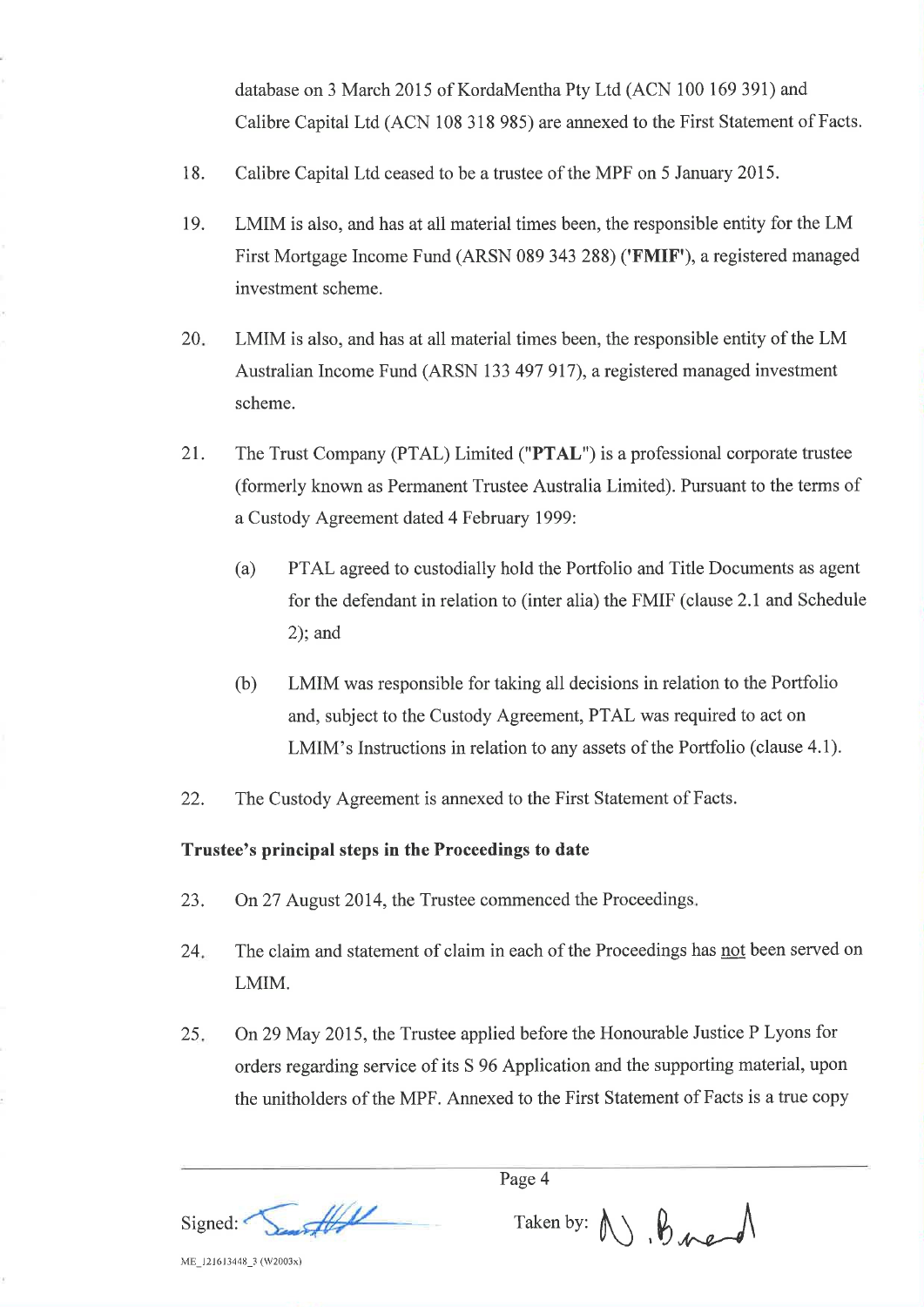database on 3 March 2015 of KordaMentha Pty Ltd (ACN 100 169 391) and Calibre Capital Ltd (ACN 108 318 985) are annexed to the First Statement of Facts.

18. Calibre Capital Ltd ceased to be a trustee of the MPF on 5 January 2015.

19. LMIM is also, and has at all material times been, the responsible entity for the LM First Mortgage Income Fund (ARSN 089 343 288) (**'FMIF'**), a registered managed investment scheme.

20. LMIM is also, and has at all material times been, the responsible entity of the LM Australian Income Fund (ARSN 133 497 917), a registered managed investment scheme.

21. The Trust Company (PTAL) Limited (**"PTAL"**) is a professional corporate trustee (formerly known as Permanent Trustee Australia Limited). Pursuant to the terms of a Custody Agreement dated 4 February 1999:

    (a) PTAL agreed to custodially hold the Portfolio and Title Documents as agent for the defendant in relation to (inter alia) the FMIF (clause 2.1 and Schedule 2); and

    (b) LMIM was responsible for taking all decisions in relation to the Portfolio and, subject to the Custody Agreement, PTAL was required to act on LMIM's Instructions in relation to any assets of the Portfolio (clause 4.1).

22. The Custody Agreement is annexed to the First Statement of Facts.

**Trustee's principal steps in the Proceedings to date**

23. On 27 August 2014, the Trustee commenced the Proceedings.

24. The claim and statement of claim in each of the Proceedings has <u>not</u> been served on LMIM.

25. On 29 May 2015, the Trustee applied before the Honourable Justice P Lyons for orders regarding service of its S 96 Application and the supporting material, upon the unitholders of the MPF. Annexed to the First Statement of Facts is a true copy

Signed: [signature] Taken by: [signature]

ME_121613448_3 (W2003x)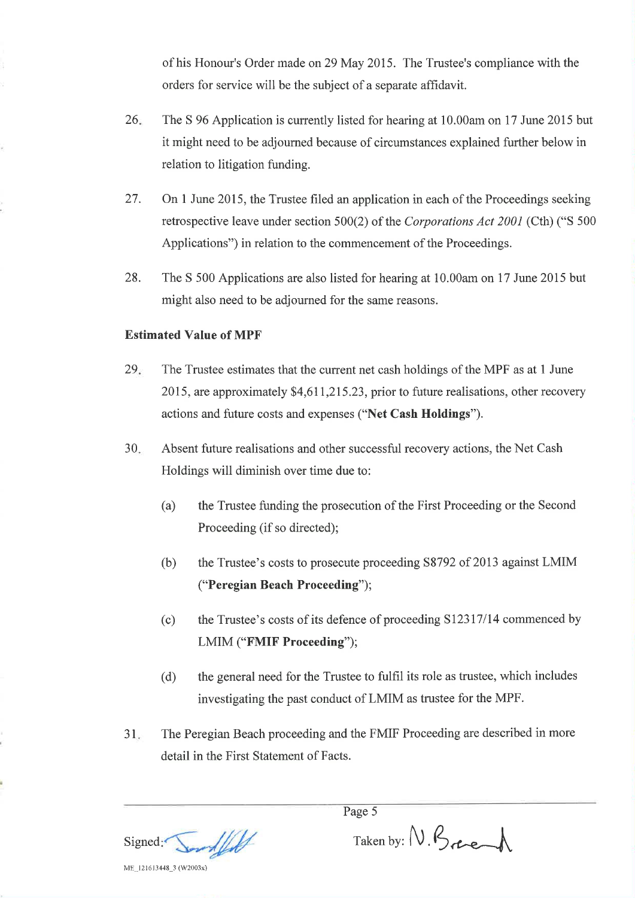of his Honour's Order made on 29 May 2015. The Trustee's compliance with the orders for service will be the subject of a separate affidavit.

26. The S 96 Application is currently listed for hearing at 10.00am on 17 June 2015 but it might need to be adjourned because of circumstances explained further below in relation to litigation funding.

27. On 1 June 2015, the Trustee filed an application in each of the Proceedings seeking retrospective leave under section 500(2) of the *Corporations Act 2001* (Cth) ("S 500 Applications") in relation to the commencement of the Proceedings.

28. The S 500 Applications are also listed for hearing at 10.00am on 17 June 2015 but might also need to be adjourned for the same reasons.

**Estimated Value of MPF**

29. The Trustee estimates that the current net cash holdings of the MPF as at 1 June 2015, are approximately $4,611,215.23, prior to future realisations, other recovery actions and future costs and expenses ("**Net Cash Holdings**").

30. Absent future realisations and other successful recovery actions, the Net Cash Holdings will diminish over time due to:

    (a) the Trustee funding the prosecution of the First Proceeding or the Second Proceeding (if so directed);

    (b) the Trustee's costs to prosecute proceeding S8792 of 2013 against LMIM ("**Peregian Beach Proceeding**");

    (c) the Trustee's costs of its defence of proceeding S12317/14 commenced by LMIM ("**FMIF Proceeding**");

    (d) the general need for the Trustee to fulfil its role as trustee, which includes investigating the past conduct of LMIM as trustee for the MPF.

31. The Peregian Beach proceeding and the FMIF Proceeding are described in more detail in the First Statement of Facts.

Signed: [signature] Taken by: N. Brand [signature]

ME_121613448_3 (W2003x)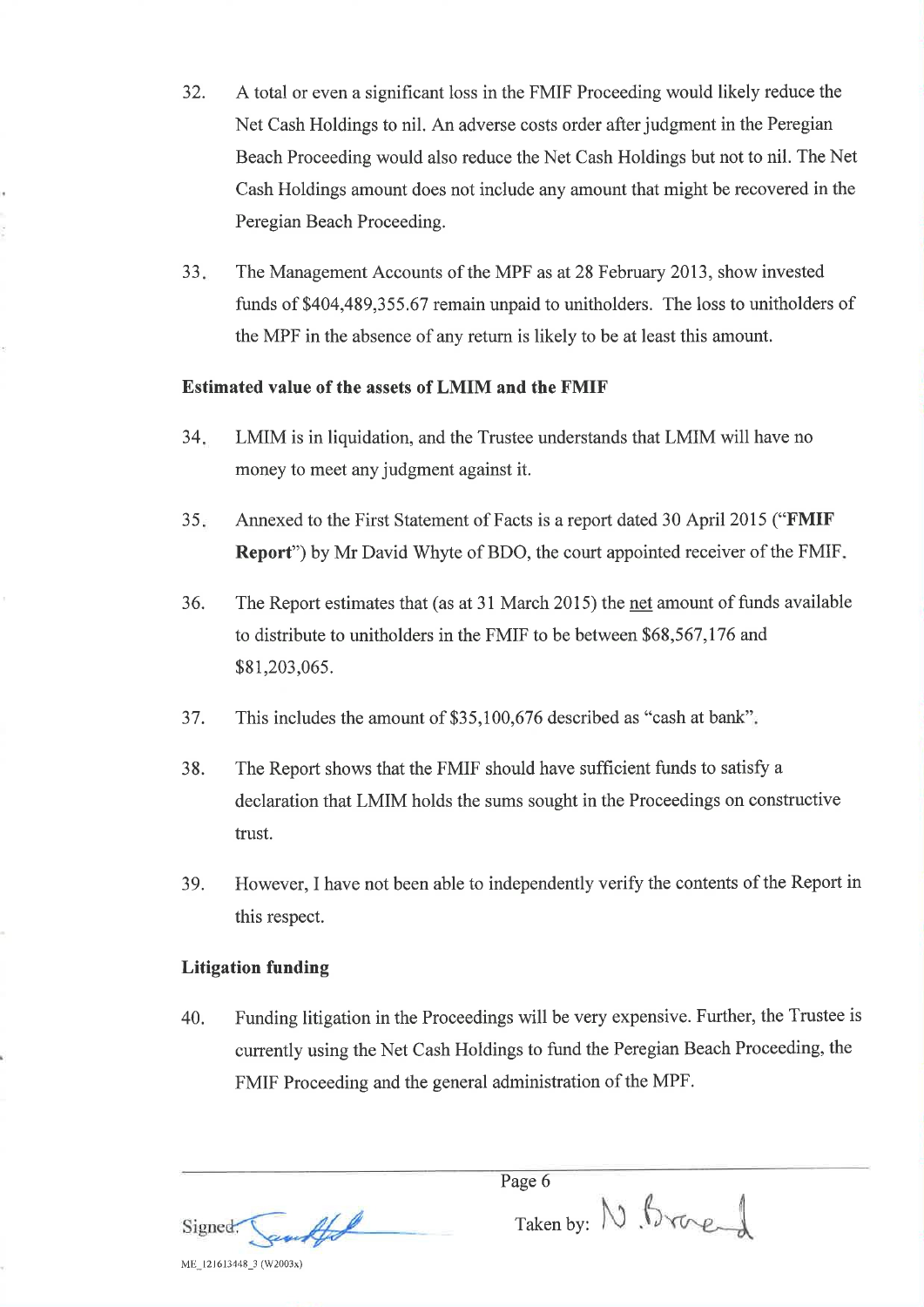32. A total or even a significant loss in the FMIF Proceeding would likely reduce the Net Cash Holdings to nil. An adverse costs order after judgment in the Peregian Beach Proceeding would also reduce the Net Cash Holdings but not to nil. The Net Cash Holdings amount does not include any amount that might be recovered in the Peregian Beach Proceeding.

33. The Management Accounts of the MPF as at 28 February 2013, show invested funds of $404,489,355.67 remain unpaid to unitholders. The loss to unitholders of the MPF in the absence of any return is likely to be at least this amount.

**Estimated value of the assets of LMIM and the FMIF**

34. LMIM is in liquidation, and the Trustee understands that LMIM will have no money to meet any judgment against it.

35. Annexed to the First Statement of Facts is a report dated 30 April 2015 ("**FMIF Report**") by Mr David Whyte of BDO, the court appointed receiver of the FMIF.

36. The Report estimates that (as at 31 March 2015) the <u>net</u> amount of funds available to distribute to unitholders in the FMIF to be between $68,567,176 and $81,203,065.

37. This includes the amount of $35,100,676 described as "cash at bank".

38. The Report shows that the FMIF should have sufficient funds to satisfy a declaration that LMIM holds the sums sought in the Proceedings on constructive trust.

39. However, I have not been able to independently verify the contents of the Report in this respect.

**Litigation funding**

40. Funding litigation in the Proceedings will be very expensive. Further, the Trustee is currently using the Net Cash Holdings to fund the Peregian Beach Proceeding, the FMIF Proceeding and the general administration of the MPF.

Signed: [signature] Taken by: [signature]

ME_121613448_3 (W2003x)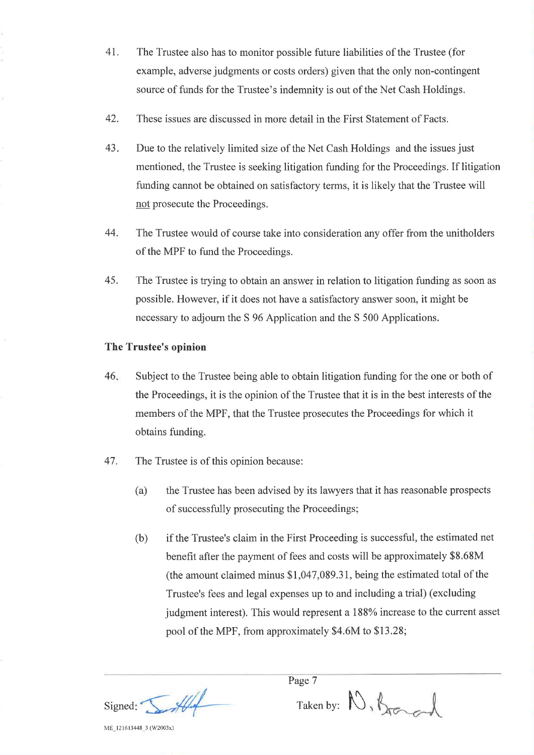41. The Trustee also has to monitor possible future liabilities of the Trustee (for example, adverse judgments or costs orders) given that the only non-contingent source of funds for the Trustee's indemnity is out of the Net Cash Holdings.

42. These issues are discussed in more detail in the First Statement of Facts.

43. Due to the relatively limited size of the Net Cash Holdings and the issues just mentioned, the Trustee is seeking litigation funding for the Proceedings. If litigation funding cannot be obtained on satisfactory terms, it is likely that the Trustee will <u>not</u> prosecute the Proceedings.

44. The Trustee would of course take into consideration any offer from the unitholders of the MPF to fund the Proceedings.

45. The Trustee is trying to obtain an answer in relation to litigation funding as soon as possible. However, if it does not have a satisfactory answer soon, it might be necessary to adjourn the S 96 Application and the S 500 Applications.

**The Trustee's opinion**

46. Subject to the Trustee being able to obtain litigation funding for the one or both of the Proceedings, it is the opinion of the Trustee that it is in the best interests of the members of the MPF, that the Trustee prosecutes the Proceedings for which it obtains funding.

47. The Trustee is of this opinion because:

    (a) the Trustee has been advised by its lawyers that it has reasonable prospects of successfully prosecuting the Proceedings;

    (b) if the Trustee's claim in the First Proceeding is successful, the estimated net benefit after the payment of fees and costs will be approximately $8.68M (the amount claimed minus $1,047,089.31, being the estimated total of the Trustee's fees and legal expenses up to and including a trial) (excluding judgment interest). This would represent a 188% increase to the current asset pool of the MPF, from approximately $4.6M to $13.28;

Signed: [signature] Taken by: [signature]

ME_121613448_3 (W2003x)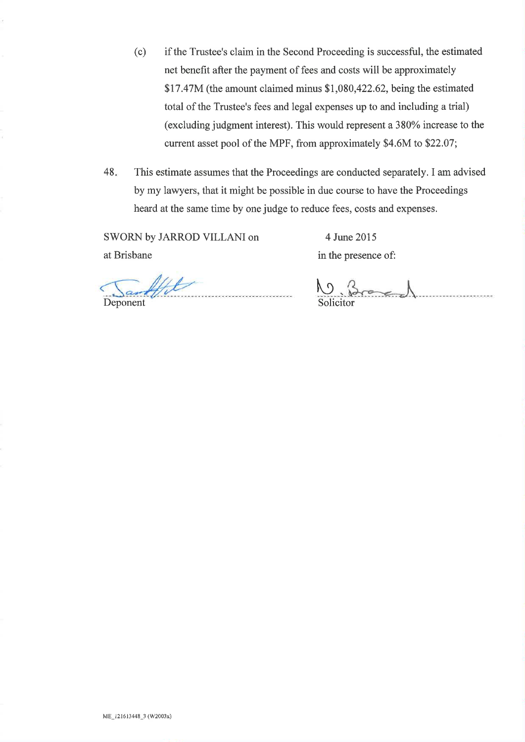(c) if the Trustee's claim in the Second Proceeding is successful, the estimated net benefit after the payment of fees and costs will be approximately $17.47M (the amount claimed minus $1,080,422.62, being the estimated total of the Trustee's fees and legal expenses up to and including a trial) (excluding judgment interest). This would represent a 380% increase to the current asset pool of the MPF, from approximately $4.6M to $22.07;

48. This estimate assumes that the Proceedings are conducted separately. I am advised by my lawyers, that it might be possible in due course to have the Proceedings heard at the same time by one judge to reduce fees, costs and expenses.

| | |
|---|---|
| SWORN by JARROD VILLANI on | 4 June 2015 |
| at Brisbane | in the presence of: |
| Deponent | Solicitor |

ME_121613448_3 (W2003x)